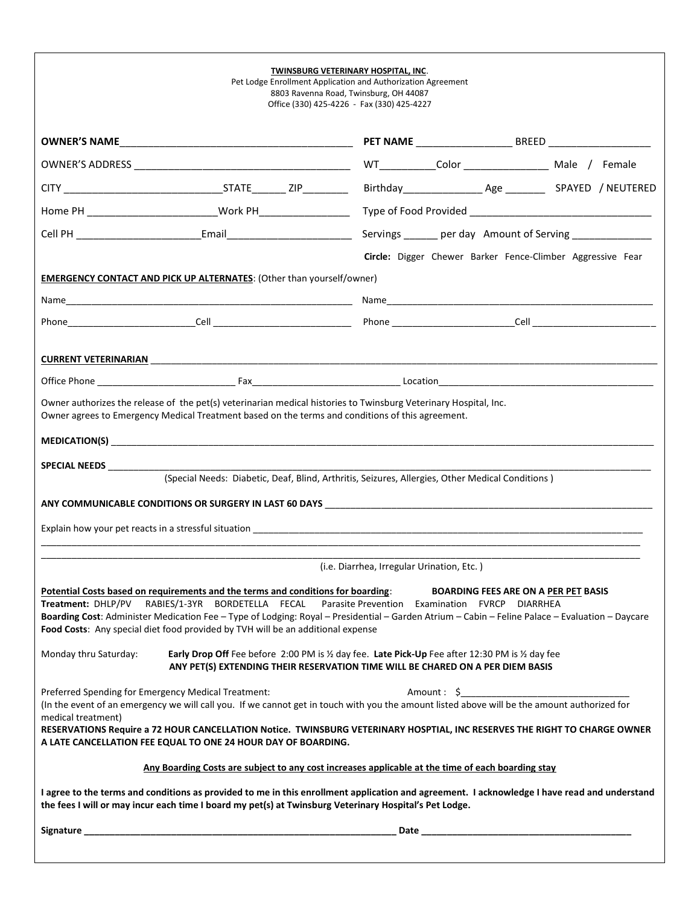**TWINSBURG VETERINARY HOSPITAL, INC.**
Pet Lodge Enrollment Application and Authorization Agreement
8803 Ravenna Road, Twinsburg, OH 44087
Office (330) 425-4226 - Fax (330) 425-4227

**OWNER'S NAME**\_\_\_\_\_\_\_\_\_\_\_\_\_\_\_\_\_\_\_\_\_\_\_\_\_\_\_\_\_\_\_\_\_\_\_\_\_\_\_\_ **PET NAME** \_\_\_\_\_\_\_\_\_\_\_\_\_\_\_\_\_ BREED \_\_\_\_\_\_\_\_\_\_\_\_\_\_\_\_\_\_

OWNER'S ADDRESS \_\_\_\_\_\_\_\_\_\_\_\_\_\_\_\_\_\_\_\_\_\_\_\_\_\_\_\_\_\_\_\_\_\_\_\_\_\_ WT\_\_\_\_\_\_\_\_\_\_Color \_\_\_\_\_\_\_\_\_\_\_\_\_\_\_ Male / Female

CITY \_\_\_\_\_\_\_\_\_\_\_\_\_\_\_\_\_\_\_\_\_\_\_\_\_\_\_\_STATE\_\_\_\_\_\_ ZIP\_\_\_\_\_\_\_\_ Birthday\_\_\_\_\_\_\_\_\_\_\_\_\_\_ Age \_\_\_\_\_\_\_ SPAYED / NEUTERED

Home PH \_\_\_\_\_\_\_\_\_\_\_\_\_\_\_\_\_\_\_\_\_\_\_Work PH\_\_\_\_\_\_\_\_\_\_\_\_\_\_\_\_ Type of Food Provided \_\_\_\_\_\_\_\_\_\_\_\_\_\_\_\_\_\_\_\_\_\_\_\_\_\_\_\_\_\_\_\_\_

Cell PH \_\_\_\_\_\_\_\_\_\_\_\_\_\_\_\_\_\_\_\_\_\_Email\_\_\_\_\_\_\_\_\_\_\_\_\_\_\_\_\_\_\_\_\_\_ Servings \_\_\_\_\_\_ per day Amount of Serving \_\_\_\_\_\_\_\_\_\_\_\_\_\_

**Circle:** Digger Chewer Barker Fence-Climber Aggressive Fear

**EMERGENCY CONTACT AND PICK UP ALTERNATES**: (Other than yourself/owner)

Name\_\_\_\_\_\_\_\_\_\_\_\_\_\_\_\_\_\_\_\_\_\_\_\_\_\_\_\_\_\_\_\_\_\_\_\_\_\_\_\_\_\_\_\_\_\_\_\_\_\_\_\_\_\_\_\_ Name\_\_\_\_\_\_\_\_\_\_\_\_\_\_\_\_\_\_\_\_\_\_\_\_\_\_\_\_\_\_\_\_\_\_\_\_\_\_\_\_\_\_\_\_\_\_\_\_\_\_\_\_

Phone\_\_\_\_\_\_\_\_\_\_\_\_\_\_\_\_\_\_\_\_\_\_\_\_\_Cell \_\_\_\_\_\_\_\_\_\_\_\_\_\_\_\_\_\_\_\_\_\_\_\_\_\_\_ Phone \_\_\_\_\_\_\_\_\_\_\_\_\_\_\_\_\_\_\_\_\_\_\_\_Cell \_\_\_\_\_\_\_\_\_\_\_\_\_\_\_\_\_\_\_\_\_\_\_\_\_

**CURRENT VETERINARIAN** \_\_\_\_\_\_\_\_\_\_\_\_\_\_\_\_\_\_\_\_\_\_\_\_\_\_\_\_\_\_\_\_\_\_\_\_\_\_\_\_\_\_\_\_\_\_\_\_\_\_\_\_\_\_\_\_\_\_\_\_\_\_\_\_\_\_\_\_\_\_\_\_\_\_\_\_\_\_\_\_\_\_\_\_\_\_\_\_\_

Office Phone \_\_\_\_\_\_\_\_\_\_\_\_\_\_\_\_\_\_\_\_\_\_\_\_\_\_\_ Fax\_\_\_\_\_\_\_\_\_\_\_\_\_\_\_\_\_\_\_\_\_\_\_\_\_\_\_\_\_ Location\_\_\_\_\_\_\_\_\_\_\_\_\_\_\_\_\_\_\_\_\_\_\_\_\_\_\_\_\_\_\_\_\_\_\_\_\_\_\_\_\_\_\_

Owner authorizes the release of the pet(s) veterinarian medical histories to Twinsburg Veterinary Hospital, Inc.
Owner agrees to Emergency Medical Treatment based on the terms and conditions of this agreement.

**MEDICATION(S)** \_\_\_\_\_\_\_\_\_\_\_\_\_\_\_\_\_\_\_\_\_\_\_\_\_\_\_\_\_\_\_\_\_\_\_\_\_\_\_\_\_\_\_\_\_\_\_\_\_\_\_\_\_\_\_\_\_\_\_\_\_\_\_\_\_\_\_\_\_\_\_\_\_\_\_\_\_\_\_\_\_\_\_\_\_\_\_\_\_\_\_\_\_\_

**SPECIAL NEEDS** \_\_\_\_\_\_\_\_\_\_\_\_\_\_\_\_\_\_\_\_\_\_\_\_\_\_\_\_\_\_\_\_\_\_\_\_\_\_\_\_\_\_\_\_\_\_\_\_\_\_\_\_\_\_\_\_\_\_\_\_\_\_\_\_\_\_\_\_\_\_\_\_\_\_\_\_\_\_\_\_\_\_\_\_\_\_\_\_\_\_\_\_\_\_
(Special Needs: Diabetic, Deaf, Blind, Arthritis, Seizures, Allergies, Other Medical Conditions )

**ANY COMMUNICABLE CONDITIONS OR SURGERY IN LAST 60 DAYS** \_\_\_\_\_\_\_\_\_\_\_\_\_\_\_\_\_\_\_\_\_\_\_\_\_\_\_\_\_\_\_\_\_\_\_\_\_\_\_\_\_\_\_\_\_\_\_\_\_\_\_\_\_\_\_\_\_\_\_\_\_\_

Explain how your pet reacts in a stressful situation \_\_\_\_\_\_\_\_\_\_\_\_\_\_\_\_\_\_\_\_\_\_\_\_\_\_\_\_\_\_\_\_\_\_\_\_\_\_\_\_\_\_\_\_\_\_\_\_\_\_\_\_\_\_\_\_\_\_\_\_\_\_\_\_\_\_\_\_\_\_\_\_\_\_\_\_\_\_\_\_
\_\_\_\_\_\_\_\_\_\_\_\_\_\_\_\_\_\_\_\_\_\_\_\_\_\_\_\_\_\_\_\_\_\_\_\_\_\_\_\_\_\_\_\_\_\_\_\_\_\_\_\_\_\_\_\_\_\_\_\_\_\_\_\_\_\_\_\_\_\_\_\_\_\_\_\_\_\_\_\_\_\_\_\_\_\_\_\_\_\_\_\_\_\_\_\_\_\_\_\_\_\_\_\_\_\_\_\_\_\_\_\_\_\_\_\_\_\_
\_\_\_\_\_\_\_\_\_\_\_\_\_\_\_\_\_\_\_\_\_\_\_\_\_\_\_\_\_\_\_\_\_\_\_\_\_\_\_\_\_\_\_\_\_\_\_\_\_\_\_\_\_\_\_\_\_\_\_\_\_\_\_\_\_\_\_\_\_\_\_\_\_\_\_\_\_\_\_\_\_\_\_\_\_\_\_\_\_\_\_\_\_\_\_\_\_\_\_\_\_\_\_\_\_\_\_\_\_\_\_\_\_\_\_\_\_\_
(i.e. Diarrhea, Irregular Urination, Etc. )

**Potential Costs based on requirements and the terms and conditions for boarding**: **BOARDING FEES ARE ON A PER PET BASIS**
**Treatment:** DHLP/PV RABIES/1-3YR BORDETELLA FECAL Parasite Prevention Examination FVRCP DIARRHEA
**Boarding Cost**: Administer Medication Fee – Type of Lodging: Royal – Presidential – Garden Atrium – Cabin – Feline Palace – Evaluation – Daycare
**Food Costs**: Any special diet food provided by TVH will be an additional expense

Monday thru Saturday: **Early Drop Off** Fee before 2:00 PM is ½ day fee. **Late Pick-Up** Fee after 12:30 PM is ½ day fee
**ANY PET(S) EXTENDING THEIR RESERVATION TIME WILL BE CHARED ON A PER DIEM BASIS**

Preferred Spending for Emergency Medical Treatment: Amount : $\_\_\_\_\_\_\_\_\_\_\_\_\_\_\_\_\_\_\_\_\_\_\_\_\_\_\_\_\_\_\_\_
(In the event of an emergency we will call you. If we cannot get in touch with you the amount listed above will be the amount authorized for medical treatment)
**RESERVATIONS Require a 72 HOUR CANCELLATION Notice. TWINSBURG VETERINARY HOSPTIAL, INC RESERVES THE RIGHT TO CHARGE OWNER A LATE CANCELLATION FEE EQUAL TO ONE 24 HOUR DAY OF BOARDING.**

**Any Boarding Costs are subject to any cost increases applicable at the time of each boarding stay**

**I agree to the terms and conditions as provided to me in this enrollment application and agreement. I acknowledge I have read and understand the fees I will or may incur each time I board my pet(s) at Twinsburg Veterinary Hospital's Pet Lodge.**

**Signature** \_\_\_\_\_\_\_\_\_\_\_\_\_\_\_\_\_\_\_\_\_\_\_\_\_\_\_\_\_\_\_\_\_\_\_\_\_\_\_\_\_\_\_\_\_\_\_\_\_\_\_\_\_\_\_\_\_\_\_\_\_ **Date** \_\_\_\_\_\_\_\_\_\_\_\_\_\_\_\_\_\_\_\_\_\_\_\_\_\_\_\_\_\_\_\_\_\_\_\_\_\_\_\_\_\_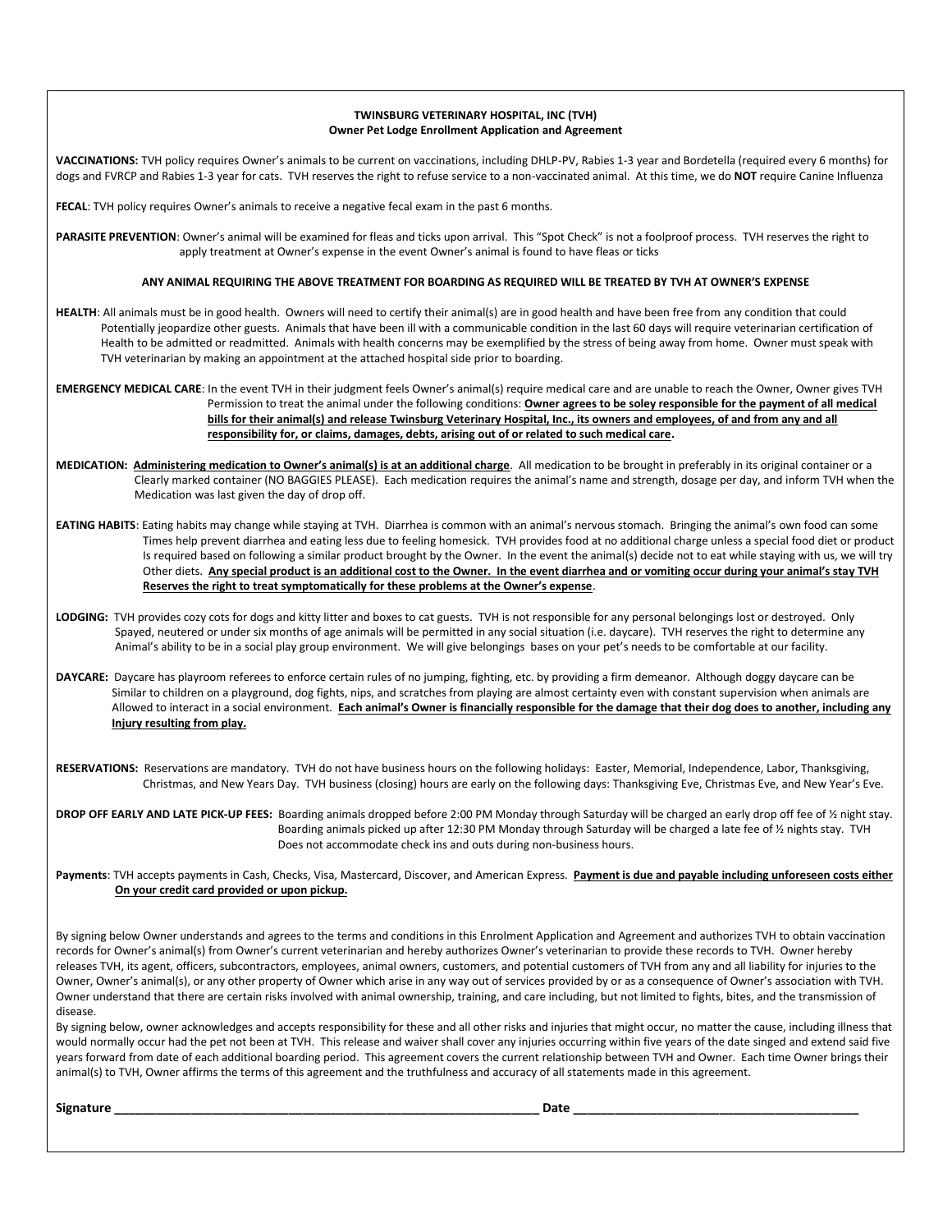**TWINSBURG VETERINARY HOSPITAL, INC (TVH)**
**Owner Pet Lodge Enrollment Application and Agreement**

**VACCINATIONS:** TVH policy requires Owner's animals to be current on vaccinations, including DHLP-PV, Rabies 1-3 year and Bordetella (required every 6 months) for dogs and FVRCP and Rabies 1-3 year for cats. TVH reserves the right to refuse service to a non-vaccinated animal. At this time, we do **NOT** require Canine Influenza

**FECAL**: TVH policy requires Owner's animals to receive a negative fecal exam in the past 6 months.

**PARASITE PREVENTION**: Owner's animal will be examined for fleas and ticks upon arrival. This "Spot Check" is not a foolproof process. TVH reserves the right to apply treatment at Owner's expense in the event Owner's animal is found to have fleas or ticks

**ANY ANIMAL REQUIRING THE ABOVE TREATMENT FOR BOARDING AS REQUIRED WILL BE TREATED BY TVH AT OWNER'S EXPENSE**

**HEALTH**: All animals must be in good health. Owners will need to certify their animal(s) are in good health and have been free from any condition that could Potentially jeopardize other guests. Animals that have been ill with a communicable condition in the last 60 days will require veterinarian certification of Health to be admitted or readmitted. Animals with health concerns may be exemplified by the stress of being away from home. Owner must speak with TVH veterinarian by making an appointment at the attached hospital side prior to boarding.

**EMERGENCY MEDICAL CARE**: In the event TVH in their judgment feels Owner's animal(s) require medical care and are unable to reach the Owner, Owner gives TVH Permission to treat the animal under the following conditions: **Owner agrees to be soley responsible for the payment of all medical bills for their animal(s) and release Twinsburg Veterinary Hospital, Inc., its owners and employees, of and from any and all responsibility for, or claims, damages, debts, arising out of or related to such medical care.**

**MEDICATION:** **Administering medication to Owner's animal(s) is at an additional charge**. All medication to be brought in preferably in its original container or a Clearly marked container (NO BAGGIES PLEASE). Each medication requires the animal's name and strength, dosage per day, and inform TVH when the Medication was last given the day of drop off.

**EATING HABITS**: Eating habits may change while staying at TVH. Diarrhea is common with an animal's nervous stomach. Bringing the animal's own food can some Times help prevent diarrhea and eating less due to feeling homesick. TVH provides food at no additional charge unless a special food diet or product Is required based on following a similar product brought by the Owner. In the event the animal(s) decide not to eat while staying with us, we will try Other diets. **Any special product is an additional cost to the Owner. In the event diarrhea and or vomiting occur during your animal's stay TVH Reserves the right to treat symptomatically for these problems at the Owner's expense**.

**LODGING:** TVH provides cozy cots for dogs and kitty litter and boxes to cat guests. TVH is not responsible for any personal belongings lost or destroyed. Only Spayed, neutered or under six months of age animals will be permitted in any social situation (i.e. daycare). TVH reserves the right to determine any Animal's ability to be in a social play group environment. We will give belongings bases on your pet's needs to be comfortable at our facility.

**DAYCARE:** Daycare has playroom referees to enforce certain rules of no jumping, fighting, etc. by providing a firm demeanor. Although doggy daycare can be Similar to children on a playground, dog fights, nips, and scratches from playing are almost certainty even with constant supervision when animals are Allowed to interact in a social environment. **Each animal's Owner is financially responsible for the damage that their dog does to another, including any Injury resulting from play.**

**RESERVATIONS:** Reservations are mandatory. TVH do not have business hours on the following holidays: Easter, Memorial, Independence, Labor, Thanksgiving, Christmas, and New Years Day. TVH business (closing) hours are early on the following days: Thanksgiving Eve, Christmas Eve, and New Year's Eve.

**DROP OFF EARLY AND LATE PICK-UP FEES:** Boarding animals dropped before 2:00 PM Monday through Saturday will be charged an early drop off fee of ½ night stay. Boarding animals picked up after 12:30 PM Monday through Saturday will be charged a late fee of ½ nights stay. TVH Does not accommodate check ins and outs during non-business hours.

**Payments**: TVH accepts payments in Cash, Checks, Visa, Mastercard, Discover, and American Express. **Payment is due and payable including unforeseen costs either On your credit card provided or upon pickup.**

By signing below Owner understands and agrees to the terms and conditions in this Enrolment Application and Agreement and authorizes TVH to obtain vaccination records for Owner's animal(s) from Owner's current veterinarian and hereby authorizes Owner's veterinarian to provide these records to TVH. Owner hereby releases TVH, its agent, officers, subcontractors, employees, animal owners, customers, and potential customers of TVH from any and all liability for injuries to the Owner, Owner's animal(s), or any other property of Owner which arise in any way out of services provided by or as a consequence of Owner's association with TVH. Owner understand that there are certain risks involved with animal ownership, training, and care including, but not limited to fights, bites, and the transmission of disease.

By signing below, owner acknowledges and accepts responsibility for these and all other risks and injuries that might occur, no matter the cause, including illness that would normally occur had the pet not been at TVH. This release and waiver shall cover any injuries occurring within five years of the date singed and extend said five years forward from date of each additional boarding period. This agreement covers the current relationship between TVH and Owner. Each time Owner brings their animal(s) to TVH, Owner affirms the terms of this agreement and the truthfulness and accuracy of all statements made in this agreement.

**Signature** ______________________________________________ **Date** ________________________________